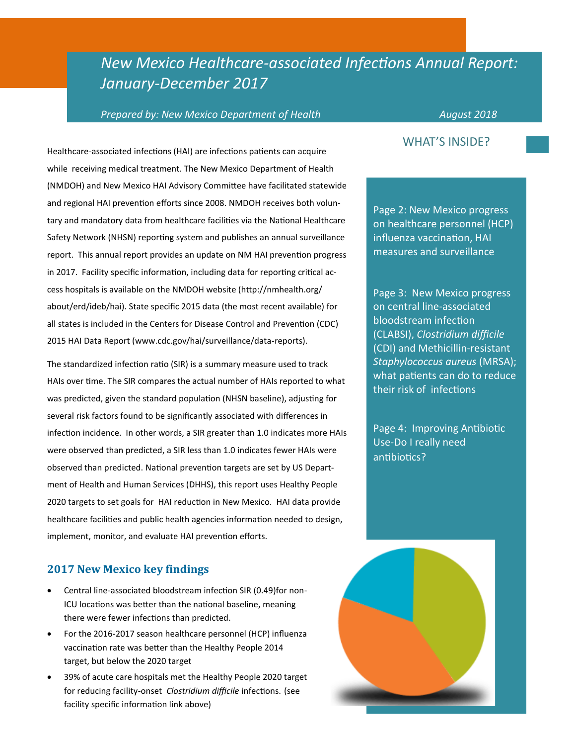# *New Mexico Healthcare-associated Infections Annual Report: January-December 2017*

*Prepared by: New Mexico Department of Health* *August 2018*

Healthcare-associated infections (HAI) are infections patients can acquire while receiving medical treatment. The New Mexico Department of Health (NMDOH) and New Mexico HAI Advisory Committee have facilitated statewide and regional HAI prevention efforts since 2008. NMDOH receives both voluntary and mandatory data from healthcare facilities via the National Healthcare Safety Network (NHSN) reporting system and publishes an annual surveillance report. This annual report provides an update on NM HAI prevention progress in 2017. Facility specific information, including data for reporting critical access hospitals is available on the NMDOH website (http://nmhealth.org/about/erd/ideb/hai). State specific 2015 data (the most recent available) for all states is included in the Centers for Disease Control and Prevention (CDC) 2015 HAI Data Report (www.cdc.gov/hai/surveillance/data-reports).

The standardized infection ratio (SIR) is a summary measure used to track HAIs over time. The SIR compares the actual number of HAIs reported to what was predicted, given the standard population (NHSN baseline), adjusting for several risk factors found to be significantly associated with differences in infection incidence. In other words, a SIR greater than 1.0 indicates more HAIs were observed than predicted, a SIR less than 1.0 indicates fewer HAIs were observed than predicted. National prevention targets are set by US Department of Health and Human Services (DHHS), this report uses Healthy People 2020 targets to set goals for HAI reduction in New Mexico. HAI data provide healthcare facilities and public health agencies information needed to design, implement, monitor, and evaluate HAI prevention efforts.

## 2017 New Mexico key findings

- Central line-associated bloodstream infection SIR (0.49)for non-ICU locations was better than the national baseline, meaning there were fewer infections than predicted.
- For the 2016-2017 season healthcare personnel (HCP) influenza vaccination rate was better than the Healthy People 2014 target, but below the 2020 target
- 39% of acute care hospitals met the Healthy People 2020 target for reducing facility-onset *Clostridium difficile* infections. (see facility specific information link above)

## WHAT'S INSIDE?

Page 2: New Mexico progress on healthcare personnel (HCP) influenza vaccination, HAI measures and surveillance

Page 3: New Mexico progress on central line-associated bloodstream infection (CLABSI), *Clostridium difficile* (CDI) and Methicillin-resistant *Staphylococcus aureus* (MRSA); what patients can do to reduce their risk of infections

Page 4: Improving Antibiotic Use-Do I really need antibiotics?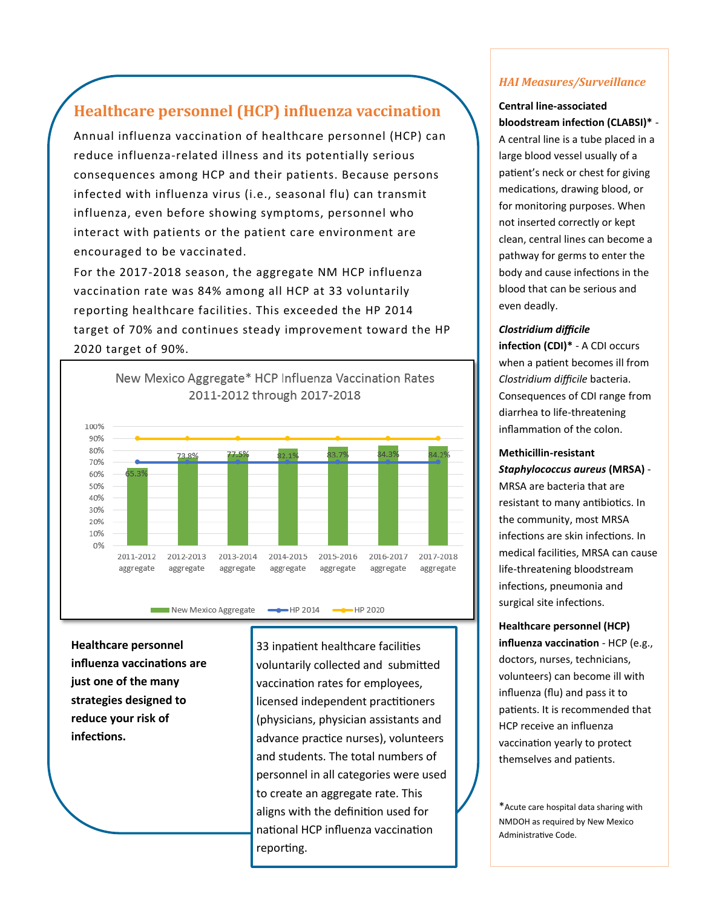## Healthcare personnel (HCP) influenza vaccination

Annual influenza vaccination of healthcare personnel (HCP) can reduce influenza-related illness and its potentially serious consequences among HCP and their patients. Because persons infected with influenza virus (i.e., seasonal flu) can transmit influenza, even before showing symptoms, personnel who interact with patients or the patient care environment are encouraged to be vaccinated.

For the 2017-2018 season, the aggregate NM HCP influenza vaccination rate was 84% among all HCP at 33 voluntarily reporting healthcare facilities. This exceeded the HP 2014 target of 70% and continues steady improvement toward the HP 2020 target of 90%.

**New Mexico Aggregate* HCP Influenza Vaccination Rates 2011-2012 through 2017-2018**

| Season | New Mexico Aggregate | HP 2014 | HP 2020 |
|---|---|---|---|
| 2011-2012 aggregate | 65.3% | 70% | 90% |
| 2012-2013 aggregate | 73.8% | 70% | 90% |
| 2013-2014 aggregate | 77.5% | 70% | 90% |
| 2014-2015 aggregate | 82.1% | 70% | 90% |
| 2015-2016 aggregate | 83.7% | 70% | 90% |
| 2016-2017 aggregate | 84.3% | 70% | 90% |
| 2017-2018 aggregate | 84.2% | 70% | 90% |

**Healthcare personnel influenza vaccinations are just one of the many strategies designed to reduce your risk of infections.**

33 inpatient healthcare facilities voluntarily collected and submitted vaccination rates for employees, licensed independent practitioners (physicians, physician assistants and advance practice nurses), volunteers and students. The total numbers of personnel in all categories were used to create an aggregate rate. This aligns with the definition used for national HCP influenza vaccination reporting.

### *HAI Measures/Surveillance*

**Central line-associated bloodstream infection (CLABSI)*** - A central line is a tube placed in a large blood vessel usually of a patient's neck or chest for giving medications, drawing blood, or for monitoring purposes. When not inserted correctly or kept clean, central lines can become a pathway for germs to enter the body and cause infections in the blood that can be serious and even deadly.

***Clostridium difficile* infection (CDI)*** - A CDI occurs when a patient becomes ill from *Clostridium difficile* bacteria. Consequences of CDI range from diarrhea to life-threatening inflammation of the colon.

**Methicillin-resistant *Staphylococcus aureus* (MRSA)** - MRSA are bacteria that are resistant to many antibiotics. In the community, most MRSA infections are skin infections. In medical facilities, MRSA can cause life-threatening bloodstream infections, pneumonia and surgical site infections.

**Healthcare personnel (HCP) influenza vaccination** - HCP (e.g., doctors, nurses, technicians, volunteers) can become ill with influenza (flu) and pass it to patients. It is recommended that HCP receive an influenza vaccination yearly to protect themselves and patients.

*Acute care hospital data sharing with NMDOH as required by New Mexico Administrative Code.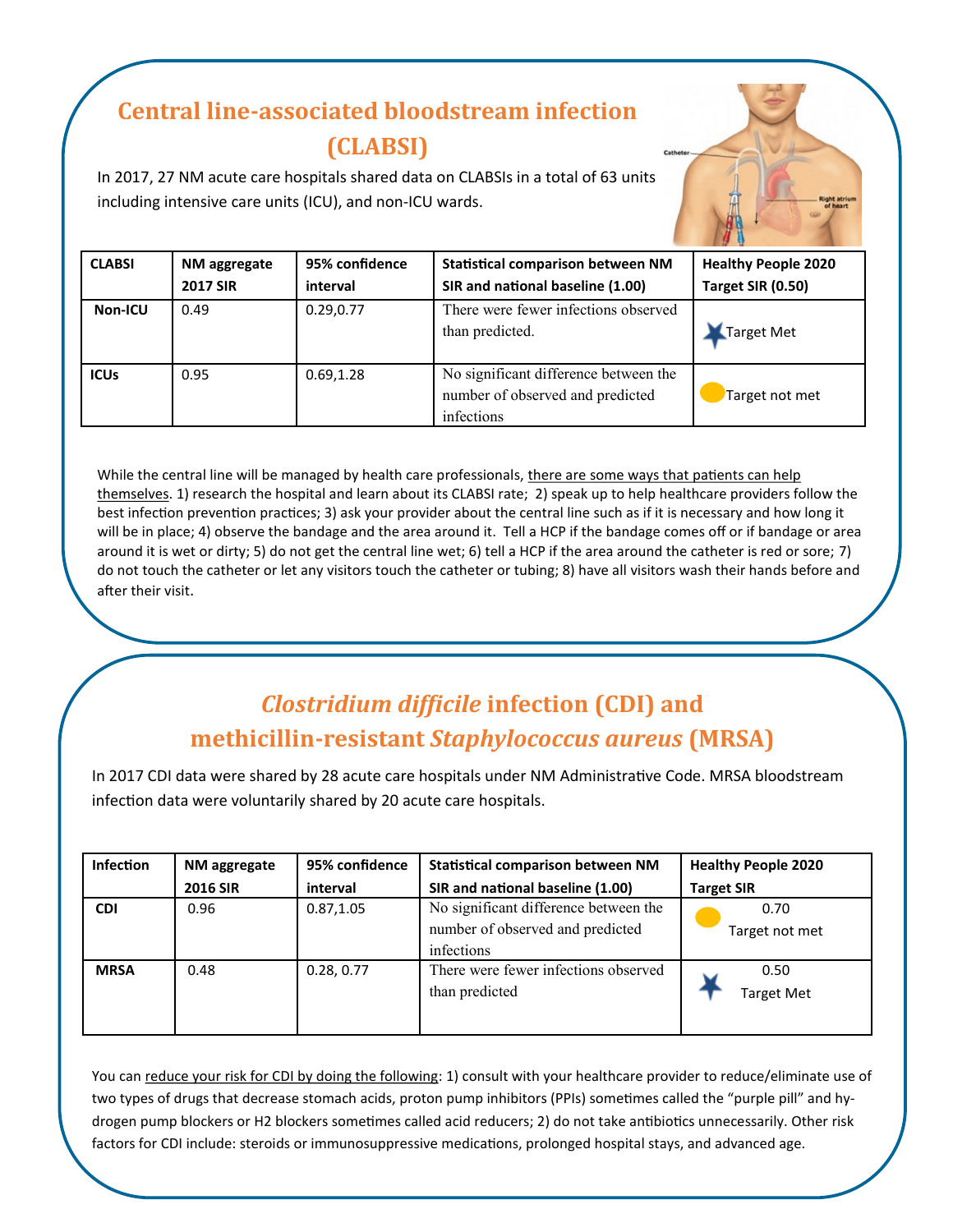## Central line-associated bloodstream infection (CLABSI)

In 2017, 27 NM acute care hospitals shared data on CLABSIs in a total of 63 units including intensive care units (ICU), and non-ICU wards.

| CLABSI | NM aggregate 2017 SIR | 95% confidence interval | Statistical comparison between NM SIR and national baseline (1.00) | Healthy People 2020 Target SIR (0.50) |
|---|---|---|---|---|
| Non-ICU | 0.49 | 0.29,0.77 | There were fewer infections observed than predicted. | Target Met |
| ICUs | 0.95 | 0.69,1.28 | No significant difference between the number of observed and predicted infections | Target not met |

While the central line will be managed by health care professionals, there are some ways that patients can help themselves. 1) research the hospital and learn about its CLABSI rate; 2) speak up to help healthcare providers follow the best infection prevention practices; 3) ask your provider about the central line such as if it is necessary and how long it will be in place; 4) observe the bandage and the area around it. Tell a HCP if the bandage comes off or if bandage or area around it is wet or dirty; 5) do not get the central line wet; 6) tell a HCP if the area around the catheter is red or sore; 7) do not touch the catheter or let any visitors touch the catheter or tubing; 8) have all visitors wash their hands before and after their visit.

## *Clostridium difficile* infection (CDI) and methicillin-resistant *Staphylococcus aureus* (MRSA)

In 2017 CDI data were shared by 28 acute care hospitals under NM Administrative Code. MRSA bloodstream infection data were voluntarily shared by 20 acute care hospitals.

| Infection | NM aggregate 2016 SIR | 95% confidence interval | Statistical comparison between NM SIR and national baseline (1.00) | Healthy People 2020 Target SIR |
|---|---|---|---|---|
| CDI | 0.96 | 0.87,1.05 | No significant difference between the number of observed and predicted infections | 0.70 Target not met |
| MRSA | 0.48 | 0.28, 0.77 | There were fewer infections observed than predicted | 0.50 Target Met |

You can reduce your risk for CDI by doing the following: 1) consult with your healthcare provider to reduce/eliminate use of two types of drugs that decrease stomach acids, proton pump inhibitors (PPIs) sometimes called the "purple pill" and hydrogen pump blockers or H2 blockers sometimes called acid reducers; 2) do not take antibiotics unnecessarily. Other risk factors for CDI include: steroids or immunosuppressive medications, prolonged hospital stays, and advanced age.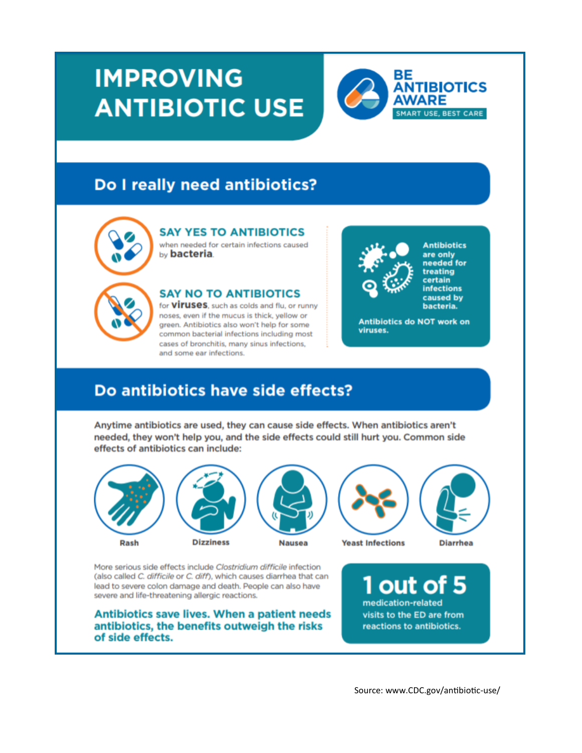# IMPROVING ANTIBIOTIC USE

BE ANTIBIOTICS AWARE
SMART USE, BEST CARE

## Do I really need antibiotics?

### SAY YES TO ANTIBIOTICS

when needed for certain infections caused by **bacteria**.

### SAY NO TO ANTIBIOTICS

for **viruses**, such as colds and flu, or runny noses, even if the mucus is thick, yellow or green. Antibiotics also won't help for some common bacterial infections including most cases of bronchitis, many sinus infections, and some ear infections.

**Antibiotics are only needed for treating certain infections caused by bacteria.**

**Antibiotics do NOT work on viruses.**

## Do antibiotics have side effects?

**Anytime antibiotics are used, they can cause side effects. When antibiotics aren't needed, they won't help you, and the side effects could still hurt you. Common side effects of antibiotics can include:**

- Rash
- Dizziness
- Nausea
- Yeast Infections
- Diarrhea

More serious side effects include *Clostridium difficile* infection (also called *C. difficile* or *C. diff*), which causes diarrhea that can lead to severe colon damage and death. People can also have severe and life-threatening allergic reactions.

**Antibiotics save lives. When a patient needs antibiotics, the benefits outweigh the risks of side effects.**

**1 out of 5** medication-related visits to the ED are from reactions to antibiotics.

Source: www.CDC.gov/antibiotic-use/